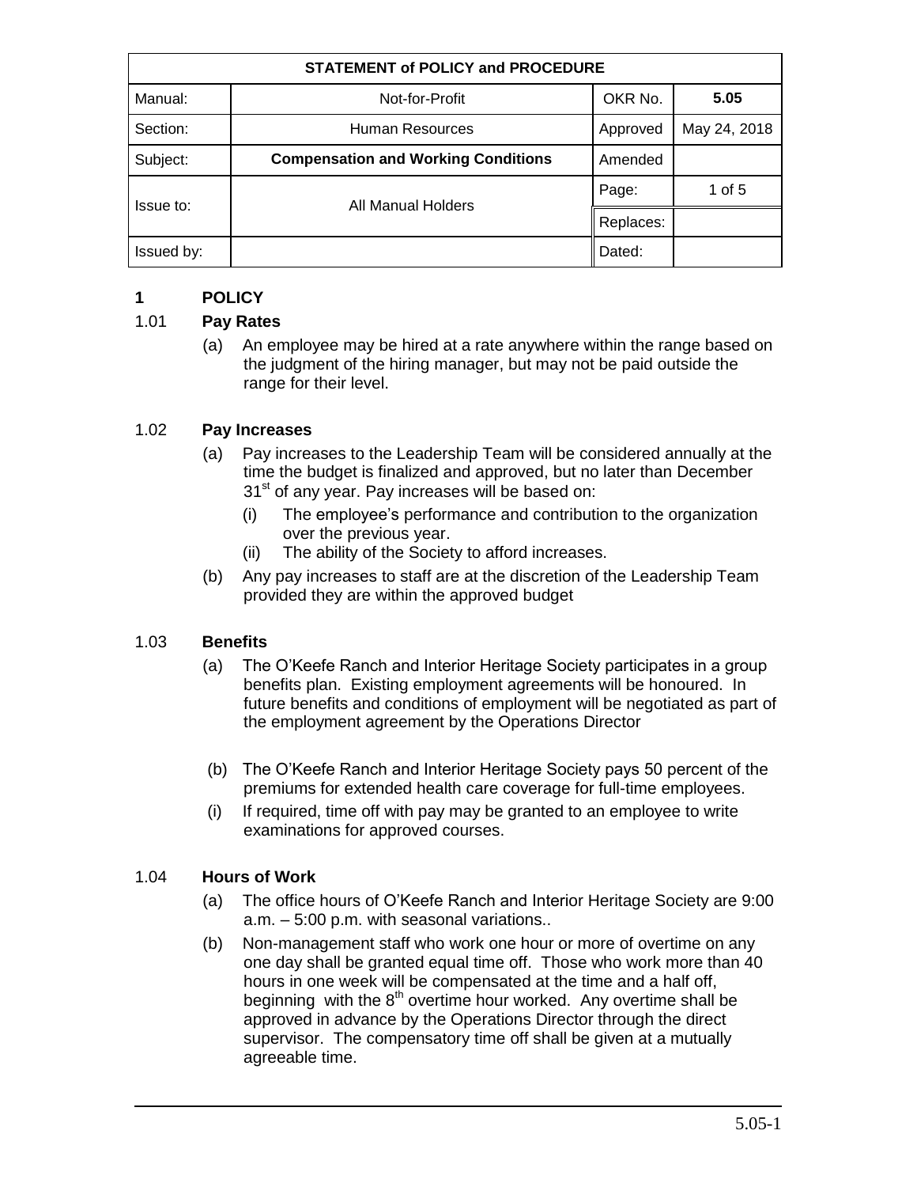| STATEMENT of POLICY and PROCEDURE | | | |
|---|---|---|---|
| Manual: | Not-for-Profit | OKR No. | **5.05** |
| Section: | Human Resources | Approved | May 24, 2018 |
| Subject: | **Compensation and Working Conditions** | Amended | |
| Issue to: | All Manual Holders | Page: | 1 of 5 |
| | | Replaces: | |
| Issued by: | | Dated: | |

## 1 POLICY

### 1.01 Pay Rates

(a) An employee may be hired at a rate anywhere within the range based on the judgment of the hiring manager, but may not be paid outside the range for their level.

### 1.02 Pay Increases

(a) Pay increases to the Leadership Team will be considered annually at the time the budget is finalized and approved, but no later than December 31st of any year. Pay increases will be based on:

(i) The employee's performance and contribution to the organization over the previous year.

(ii) The ability of the Society to afford increases.

(b) Any pay increases to staff are at the discretion of the Leadership Team provided they are within the approved budget

### 1.03 Benefits

(a) The O'Keefe Ranch and Interior Heritage Society participates in a group benefits plan. Existing employment agreements will be honoured. In future benefits and conditions of employment will be negotiated as part of the employment agreement by the Operations Director

(b) The O'Keefe Ranch and Interior Heritage Society pays 50 percent of the premiums for extended health care coverage for full-time employees.

(i) If required, time off with pay may be granted to an employee to write examinations for approved courses.

### 1.04 Hours of Work

(a) The office hours of O'Keefe Ranch and Interior Heritage Society are 9:00 a.m. – 5:00 p.m. with seasonal variations..

(b) Non-management staff who work one hour or more of overtime on any one day shall be granted equal time off. Those who work more than 40 hours in one week will be compensated at the time and a half off, beginning with the 8th overtime hour worked. Any overtime shall be approved in advance by the Operations Director through the direct supervisor. The compensatory time off shall be given at a mutually agreeable time.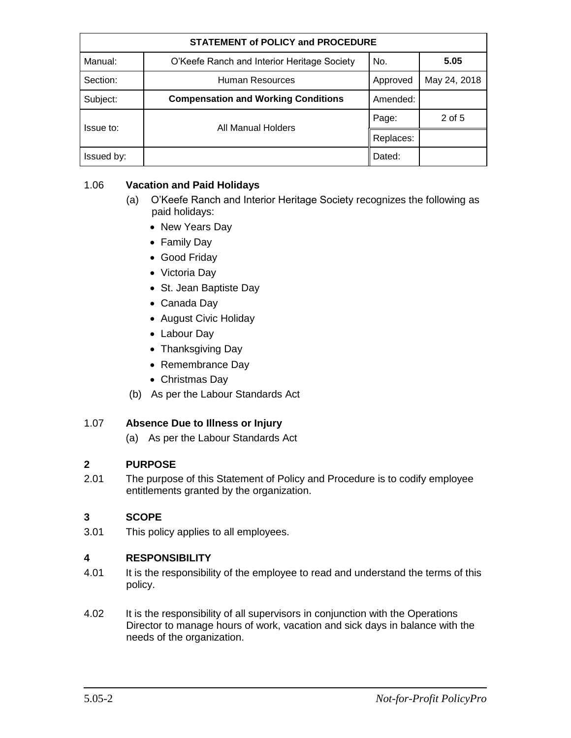| STATEMENT of POLICY and PROCEDURE | | | |
|---|---|---|---|
| Manual: | O'Keefe Ranch and Interior Heritage Society | No. | **5.05** |
| Section: | Human Resources | Approved | May 24, 2018 |
| Subject: | **Compensation and Working Conditions** | Amended: | |
| Issue to: | All Manual Holders | Page: | 2 of 5 |
| | | Replaces: | |
| Issued by: | | Dated: | |

1.06 **Vacation and Paid Holidays**

(a) O'Keefe Ranch and Interior Heritage Society recognizes the following as paid holidays:

- New Years Day
- Family Day
- Good Friday
- Victoria Day
- St. Jean Baptiste Day
- Canada Day
- August Civic Holiday
- Labour Day
- Thanksgiving Day
- Remembrance Day
- Christmas Day

(b) As per the Labour Standards Act

1.07 **Absence Due to Illness or Injury**

(a) As per the Labour Standards Act

## 2 PURPOSE

2.01 The purpose of this Statement of Policy and Procedure is to codify employee entitlements granted by the organization.

## 3 SCOPE

3.01 This policy applies to all employees.

## 4 RESPONSIBILITY

4.01 It is the responsibility of the employee to read and understand the terms of this policy.

4.02 It is the responsibility of all supervisors in conjunction with the Operations Director to manage hours of work, vacation and sick days in balance with the needs of the organization.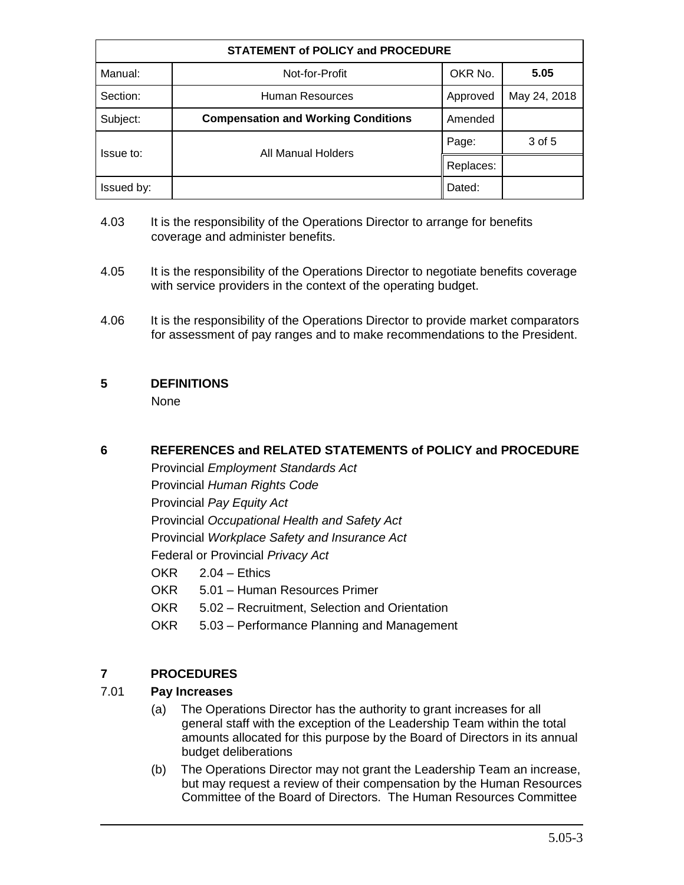| STATEMENT of POLICY and PROCEDURE | | | |
|---|---|---|---|
| Manual: | Not-for-Profit | OKR No. | **5.05** |
| Section: | Human Resources | Approved | May 24, 2018 |
| Subject: | **Compensation and Working Conditions** | Amended | |
| Issue to: | All Manual Holders | Page: | 3 of 5 |
| | | Replaces: | |
| Issued by: | | Dated: | |

4.03 It is the responsibility of the Operations Director to arrange for benefits coverage and administer benefits.

4.05 It is the responsibility of the Operations Director to negotiate benefits coverage with service providers in the context of the operating budget.

4.06 It is the responsibility of the Operations Director to provide market comparators for assessment of pay ranges and to make recommendations to the President.

## 5 DEFINITIONS

None

## 6 REFERENCES and RELATED STATEMENTS of POLICY and PROCEDURE

Provincial *Employment Standards Act*

Provincial *Human Rights Code*

Provincial *Pay Equity Act*

Provincial *Occupational Health and Safety Act*

Provincial *Workplace Safety and Insurance Act*

Federal or Provincial *Privacy Act*

OKR 2.04 – Ethics

OKR 5.01 – Human Resources Primer

OKR 5.02 – Recruitment, Selection and Orientation

OKR 5.03 – Performance Planning and Management

## 7 PROCEDURES

### 7.01 Pay Increases

(a) The Operations Director has the authority to grant increases for all general staff with the exception of the Leadership Team within the total amounts allocated for this purpose by the Board of Directors in its annual budget deliberations

(b) The Operations Director may not grant the Leadership Team an increase, but may request a review of their compensation by the Human Resources Committee of the Board of Directors. The Human Resources Committee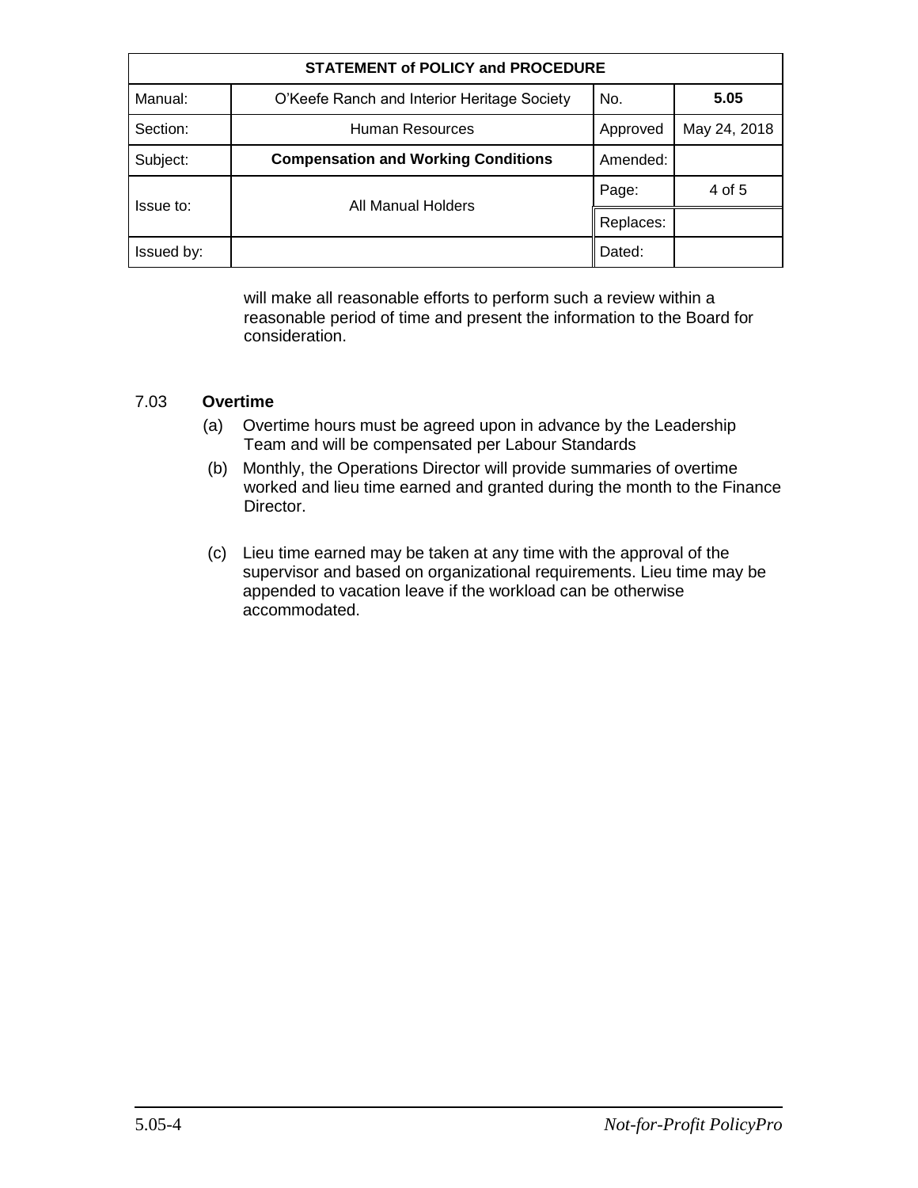| STATEMENT of POLICY and PROCEDURE | | | |
|---|---|---|---|
| Manual: | O'Keefe Ranch and Interior Heritage Society | No. | **5.05** |
| Section: | Human Resources | Approved | May 24, 2018 |
| Subject: | **Compensation and Working Conditions** | Amended: | |
| Issue to: | All Manual Holders | Page: | 4 of 5 |
| | | Replaces: | |
| Issued by: | | Dated: | |

will make all reasonable efforts to perform such a review within a reasonable period of time and present the information to the Board for consideration.

7.03 **Overtime**

(a) Overtime hours must be agreed upon in advance by the Leadership Team and will be compensated per Labour Standards

(b) Monthly, the Operations Director will provide summaries of overtime worked and lieu time earned and granted during the month to the Finance Director.

(c) Lieu time earned may be taken at any time with the approval of the supervisor and based on organizational requirements. Lieu time may be appended to vacation leave if the workload can be otherwise accommodated.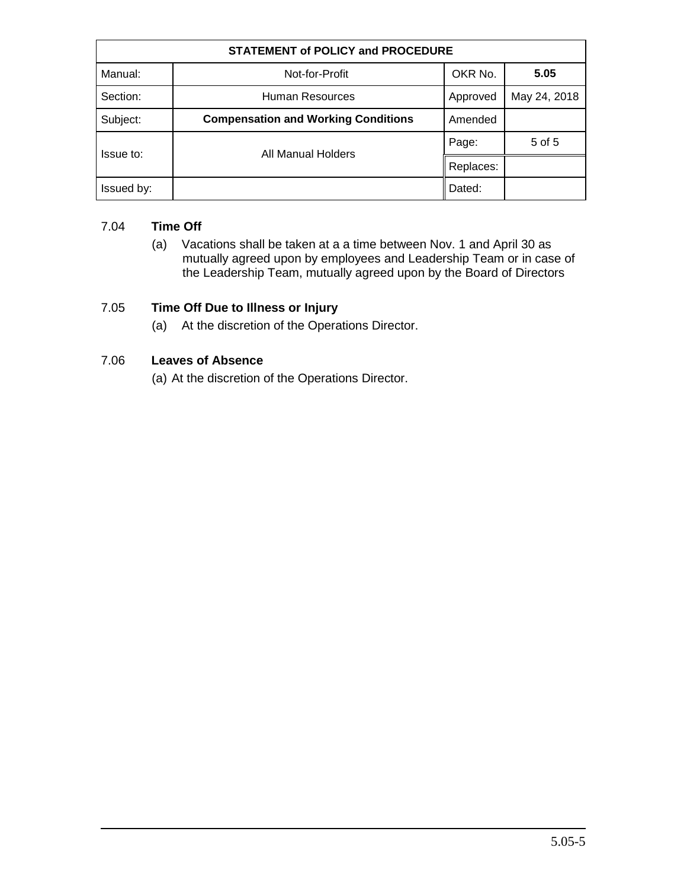| STATEMENT of POLICY and PROCEDURE | | | |
|---|---|---|---|
| Manual: | Not-for-Profit | OKR No. | **5.05** |
| Section: | Human Resources | Approved | May 24, 2018 |
| Subject: | **Compensation and Working Conditions** | Amended | |
| Issue to: | All Manual Holders | Page: | 5 of 5 |
| | | Replaces: | |
| Issued by: | | Dated: | |

7.04 **Time Off**

(a) Vacations shall be taken at a a time between Nov. 1 and April 30 as mutually agreed upon by employees and Leadership Team or in case of the Leadership Team, mutually agreed upon by the Board of Directors

7.05 **Time Off Due to Illness or Injury**

(a) At the discretion of the Operations Director.

7.06 **Leaves of Absence**

(a) At the discretion of the Operations Director.